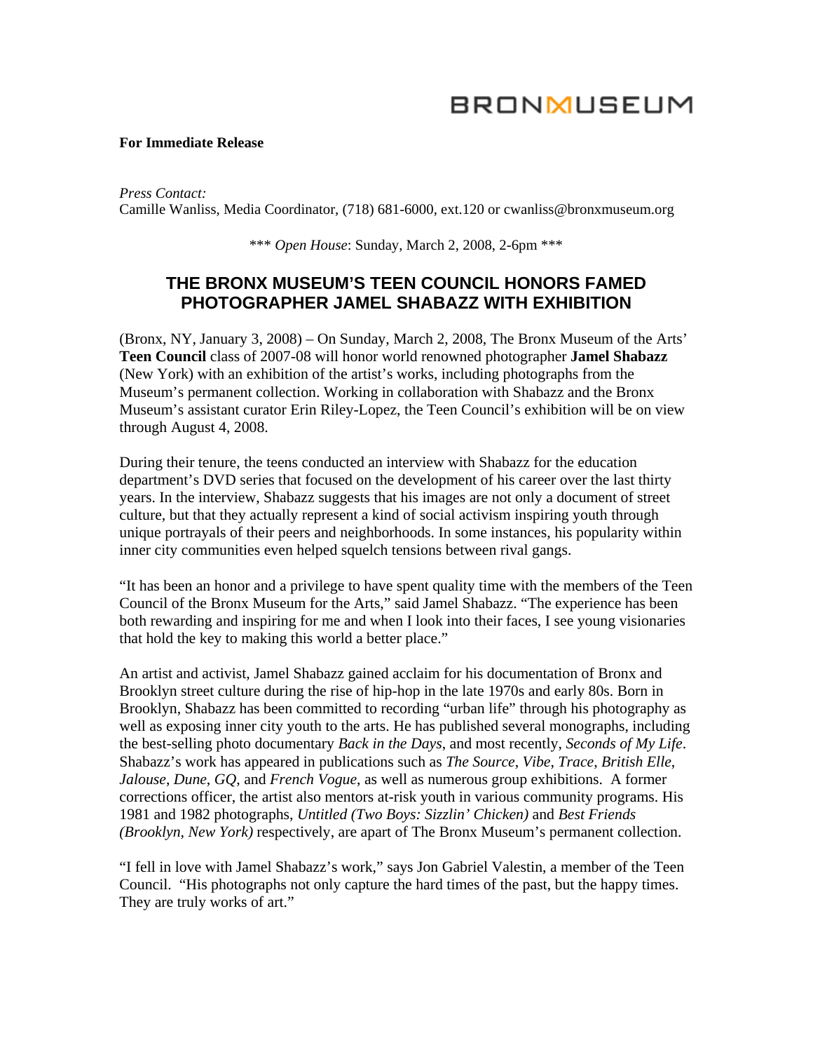BRONXMUSEUM

**For Immediate Release**

*Press Contact:*
Camille Wanliss, Media Coordinator, (718) 681-6000, ext.120 or cwanliss@bronxmuseum.org

\*\*\* *Open House*: Sunday, March 2, 2008, 2-6pm \*\*\*

# THE BRONX MUSEUM'S TEEN COUNCIL HONORS FAMED PHOTOGRAPHER JAMEL SHABAZZ WITH EXHIBITION

(Bronx, NY, January 3, 2008) – On Sunday, March 2, 2008, The Bronx Museum of the Arts' **Teen Council** class of 2007-08 will honor world renowned photographer **Jamel Shabazz** (New York) with an exhibition of the artist's works, including photographs from the Museum's permanent collection. Working in collaboration with Shabazz and the Bronx Museum's assistant curator Erin Riley-Lopez, the Teen Council's exhibition will be on view through August 4, 2008.

During their tenure, the teens conducted an interview with Shabazz for the education department's DVD series that focused on the development of his career over the last thirty years. In the interview, Shabazz suggests that his images are not only a document of street culture, but that they actually represent a kind of social activism inspiring youth through unique portrayals of their peers and neighborhoods. In some instances, his popularity within inner city communities even helped squelch tensions between rival gangs.

"It has been an honor and a privilege to have spent quality time with the members of the Teen Council of the Bronx Museum for the Arts," said Jamel Shabazz. "The experience has been both rewarding and inspiring for me and when I look into their faces, I see young visionaries that hold the key to making this world a better place."

An artist and activist, Jamel Shabazz gained acclaim for his documentation of Bronx and Brooklyn street culture during the rise of hip-hop in the late 1970s and early 80s. Born in Brooklyn, Shabazz has been committed to recording "urban life" through his photography as well as exposing inner city youth to the arts. He has published several monographs, including the best-selling photo documentary *Back in the Days*, and most recently, *Seconds of My Life*. Shabazz's work has appeared in publications such as *The Source*, *Vibe*, *Trace*, *British Elle*, *Jalouse*, *Dune*, *GQ*, and *French Vogue*, as well as numerous group exhibitions. A former corrections officer, the artist also mentors at-risk youth in various community programs. His 1981 and 1982 photographs, *Untitled (Two Boys: Sizzlin' Chicken)* and *Best Friends (Brooklyn, New York)* respectively, are apart of The Bronx Museum's permanent collection.

"I fell in love with Jamel Shabazz's work," says Jon Gabriel Valestin, a member of the Teen Council. "His photographs not only capture the hard times of the past, but the happy times. They are truly works of art."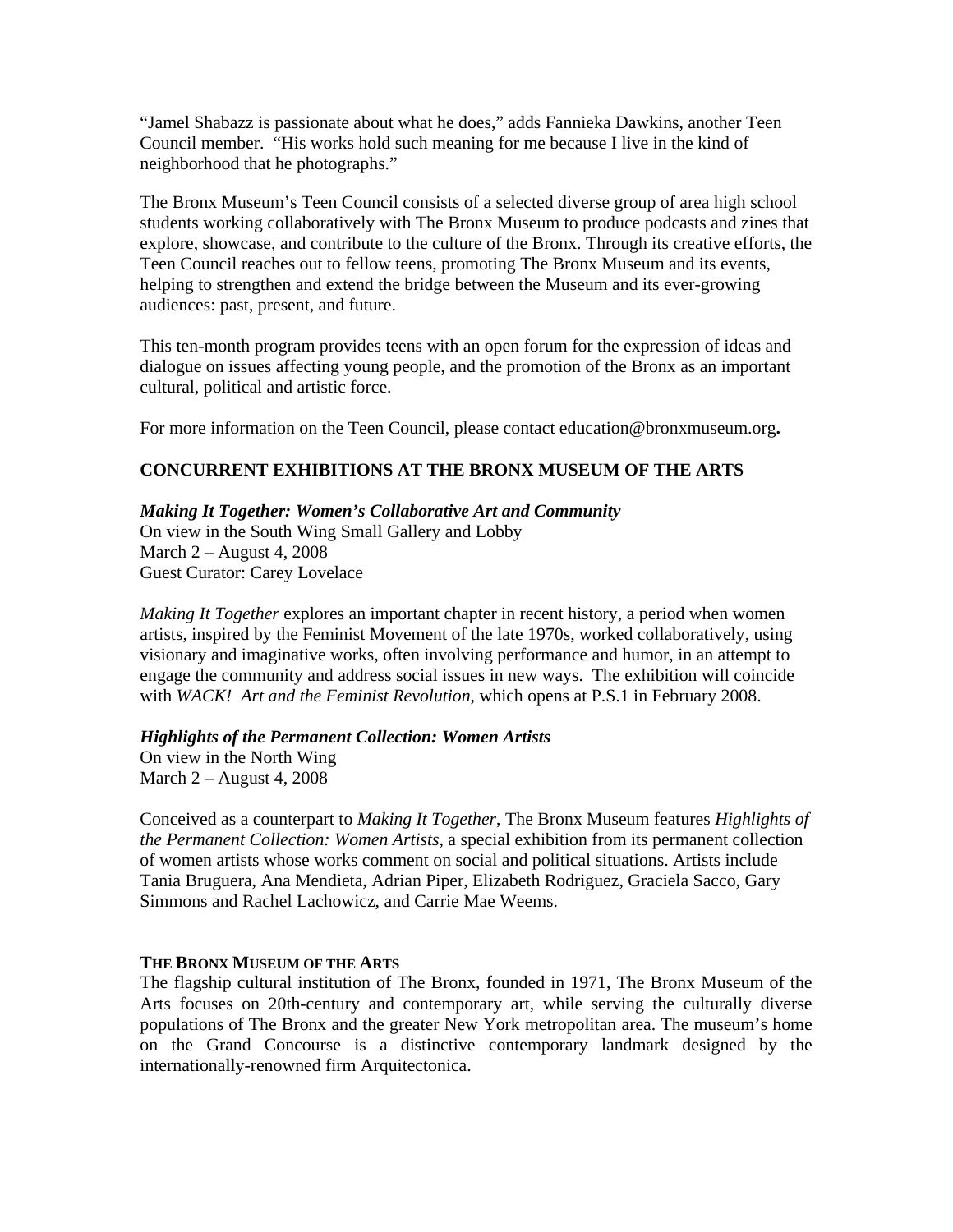"Jamel Shabazz is passionate about what he does," adds Fannieka Dawkins, another Teen Council member. "His works hold such meaning for me because I live in the kind of neighborhood that he photographs."

The Bronx Museum's Teen Council consists of a selected diverse group of area high school students working collaboratively with The Bronx Museum to produce podcasts and zines that explore, showcase, and contribute to the culture of the Bronx. Through its creative efforts, the Teen Council reaches out to fellow teens, promoting The Bronx Museum and its events, helping to strengthen and extend the bridge between the Museum and its ever-growing audiences: past, present, and future.

This ten-month program provides teens with an open forum for the expression of ideas and dialogue on issues affecting young people, and the promotion of the Bronx as an important cultural, political and artistic force.

For more information on the Teen Council, please contact education@bronxmuseum.org**.**

## CONCURRENT EXHIBITIONS AT THE BRONX MUSEUM OF THE ARTS

***Making It Together: Women's Collaborative Art and Community***
On view in the South Wing Small Gallery and Lobby
March 2 – August 4, 2008
Guest Curator: Carey Lovelace

*Making It Together* explores an important chapter in recent history, a period when women artists, inspired by the Feminist Movement of the late 1970s, worked collaboratively, using visionary and imaginative works, often involving performance and humor, in an attempt to engage the community and address social issues in new ways. The exhibition will coincide with *WACK! Art and the Feminist Revolution*, which opens at P.S.1 in February 2008.

***Highlights of the Permanent Collection: Women Artists***
On view in the North Wing
March 2 – August 4, 2008

Conceived as a counterpart to *Making It Together*, The Bronx Museum features *Highlights of the Permanent Collection: Women Artists*, a special exhibition from its permanent collection of women artists whose works comment on social and political situations. Artists include Tania Bruguera, Ana Mendieta, Adrian Piper, Elizabeth Rodriguez, Graciela Sacco, Gary Simmons and Rachel Lachowicz, and Carrie Mae Weems.

**THE BRONX MUSEUM OF THE ARTS**
The flagship cultural institution of The Bronx, founded in 1971, The Bronx Museum of the Arts focuses on 20th-century and contemporary art, while serving the culturally diverse populations of The Bronx and the greater New York metropolitan area. The museum's home on the Grand Concourse is a distinctive contemporary landmark designed by the internationally-renowned firm Arquitectonica.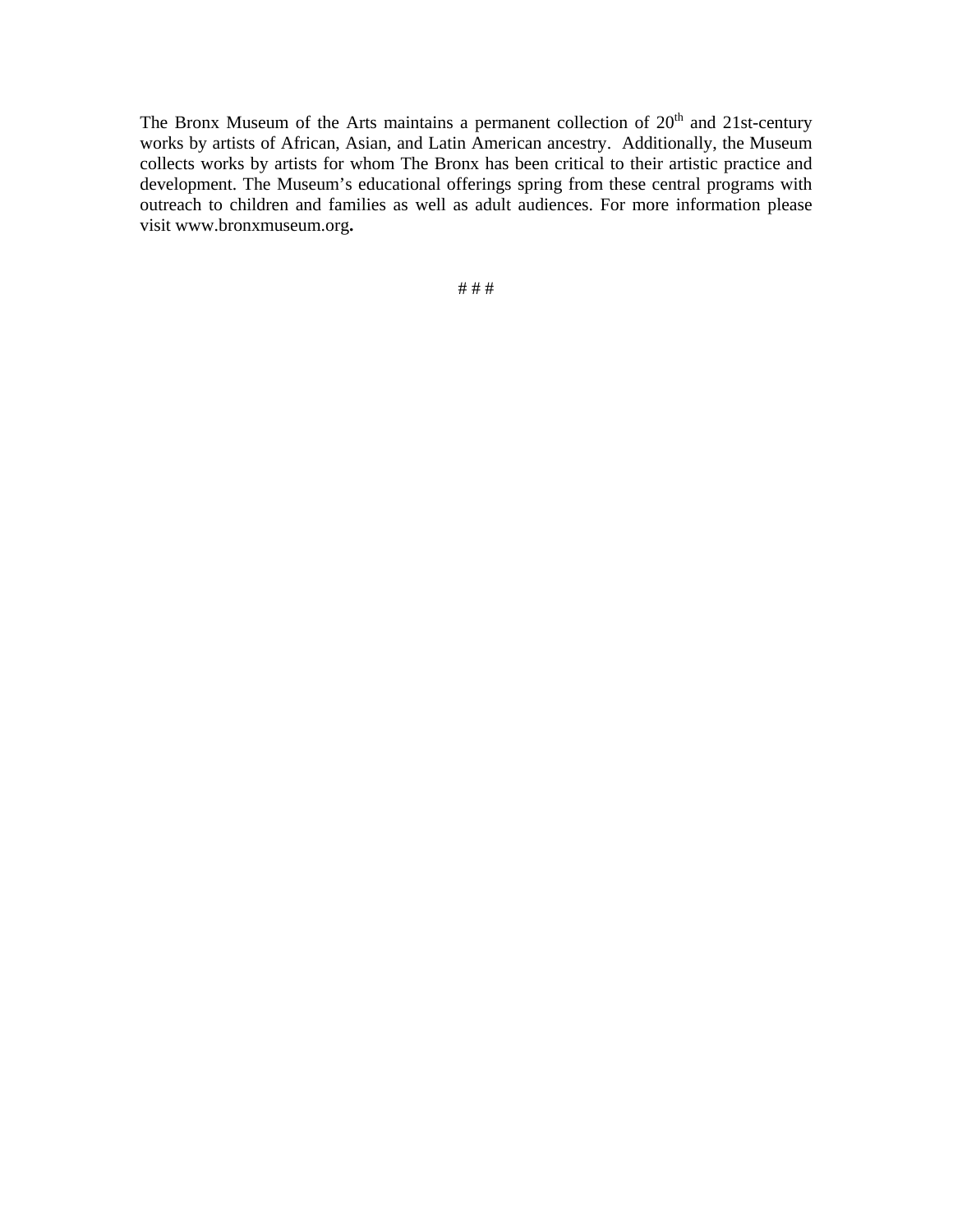The Bronx Museum of the Arts maintains a permanent collection of 20th and 21st-century works by artists of African, Asian, and Latin American ancestry. Additionally, the Museum collects works by artists for whom The Bronx has been critical to their artistic practice and development. The Museum's educational offerings spring from these central programs with outreach to children and families as well as adult audiences. For more information please visit www.bronxmuseum.org**.**

# # #